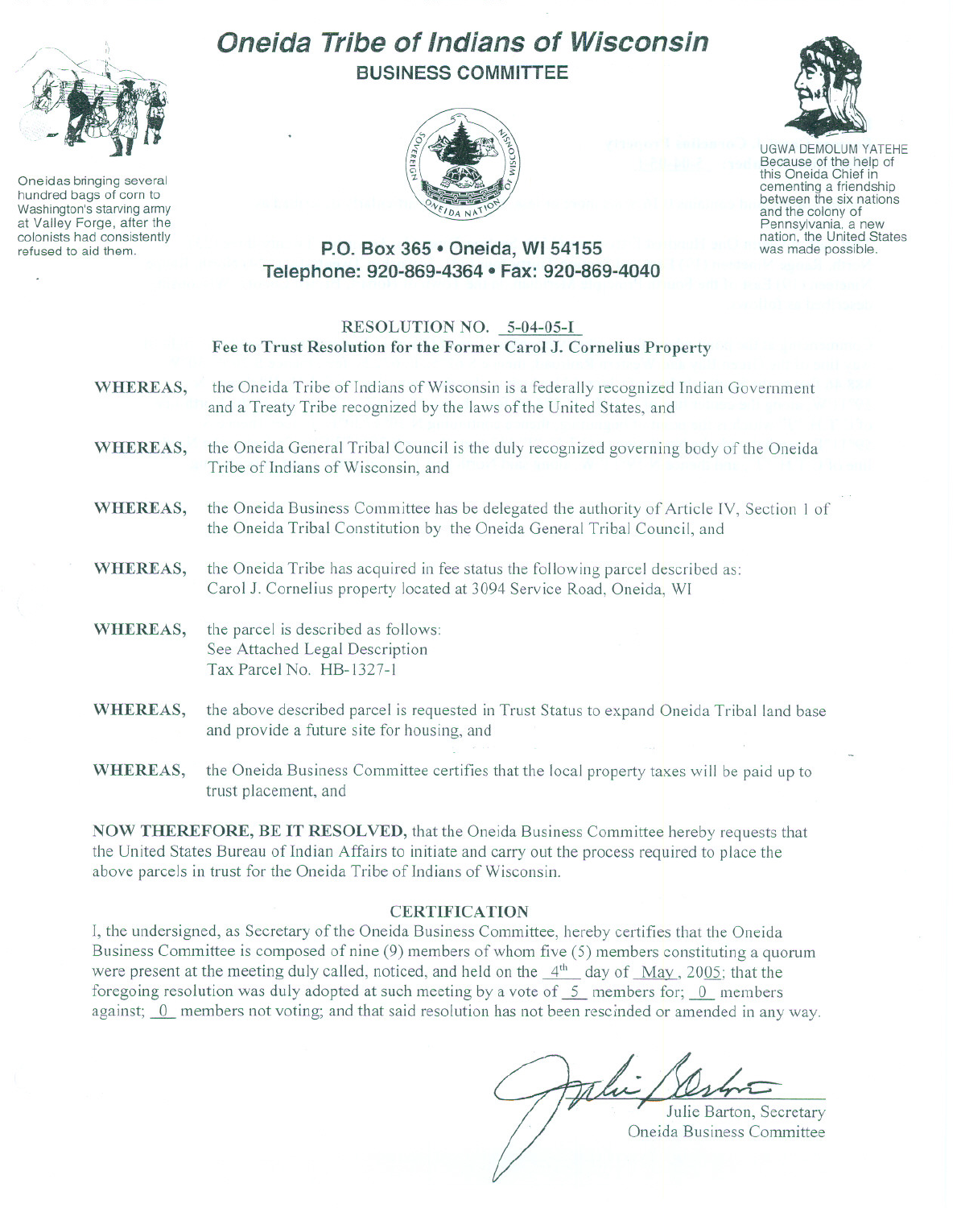# Oneida Tribe of Indians of Wisconsin

## BUSINESS COMMITTEE

Oneidas bringing several hundred bags of corn to Washington's starving army at Valley Forge, after the colonists had consistently refused to aid them.

UGWA DEMOLUM YATEHE
Because of the help of this Oneida Chief in cementing a friendship between the six nations and the colony of Pennsylvania, a new nation, the United States was made possible.

**P.O. Box 365 • Oneida, WI 54155**
**Telephone: 920-869-4364 • Fax: 920-869-4040**

RESOLUTION NO. 5-04-05-I

**Fee to Trust Resolution for the Former Carol J. Cornelius Property**

**WHEREAS,** the Oneida Tribe of Indians of Wisconsin is a federally recognized Indian Government and a Treaty Tribe recognized by the laws of the United States, and

**WHEREAS,** the Oneida General Tribal Council is the duly recognized governing body of the Oneida Tribe of Indians of Wisconsin, and

**WHEREAS,** the Oneida Business Committee has be delegated the authority of Article IV, Section 1 of the Oneida Tribal Constitution by the Oneida General Tribal Council, and

**WHEREAS,** the Oneida Tribe has acquired in fee status the following parcel described as: Carol J. Cornelius property located at 3094 Service Road, Oneida, WI

**WHEREAS,** the parcel is described as follows:
See Attached Legal Description
Tax Parcel No. HB-1327-1

**WHEREAS,** the above described parcel is requested in Trust Status to expand Oneida Tribal land base and provide a future site for housing, and

**WHEREAS,** the Oneida Business Committee certifies that the local property taxes will be paid up to trust placement, and

**NOW THEREFORE, BE IT RESOLVED,** that the Oneida Business Committee hereby requests that the United States Bureau of Indian Affairs to initiate and carry out the process required to place the above parcels in trust for the Oneida Tribe of Indians of Wisconsin.

### CERTIFICATION

I, the undersigned, as Secretary of the Oneida Business Committee, hereby certifies that the Oneida Business Committee is composed of nine (9) members of whom five (5) members constituting a quorum were present at the meeting duly called, noticed, and held on the 4th day of May, 2005; that the foregoing resolution was duly adopted at such meeting by a vote of 5 members for; 0 members against; 0 members not voting; and that said resolution has not been rescinded or amended in any way.

Julie Barton, Secretary
Oneida Business Committee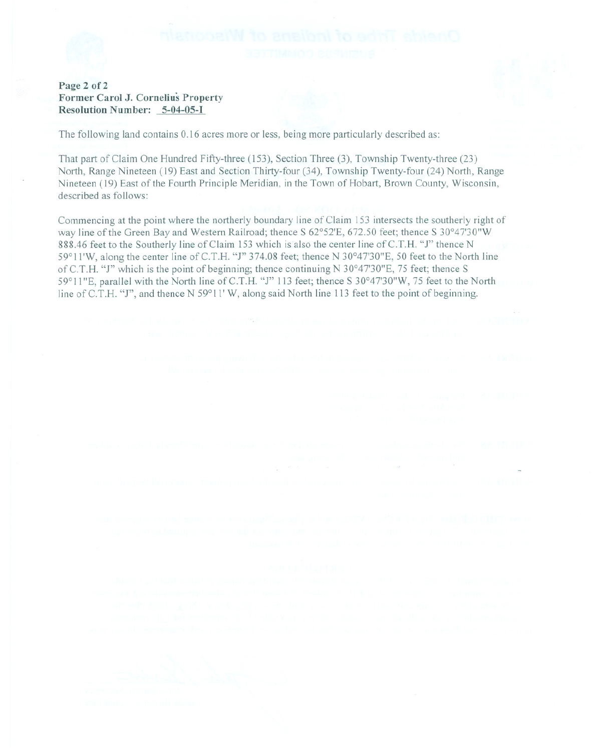**Page 2 of 2**
**Former Carol J. Cornelius Property**
**Resolution Number: 5-04-05-I**

The following land contains 0.16 acres more or less, being more particularly described as:

That part of Claim One Hundred Fifty-three (153), Section Three (3), Township Twenty-three (23) North, Range Nineteen (19) East and Section Thirty-four (34), Township Twenty-four (24) North, Range Nineteen (19) East of the Fourth Principle Meridian, in the Town of Hobart, Brown County, Wisconsin, described as follows:

Commencing at the point where the northerly boundary line of Claim 153 intersects the southerly right of way line of the Green Bay and Western Railroad; thence S 62°52'E, 672.50 feet; thence S 30°47'30"W 888.46 feet to the Southerly line of Claim 153 which is also the center line of C.T.H. "J" thence N 59°11'W, along the center line of C.T.H. "J" 374.08 feet; thence N 30°47'30"E, 50 feet to the North line of C.T.H. "J" which is the point of beginning; thence continuing N 30°47'30"E, 75 feet; thence S 59°11"E, parallel with the North line of C.T.H. "J" 113 feet; thence S 30°47'30"W, 75 feet to the North line of C.T.H. "J", and thence N 59°11' W, along said North line 113 feet to the point of beginning.